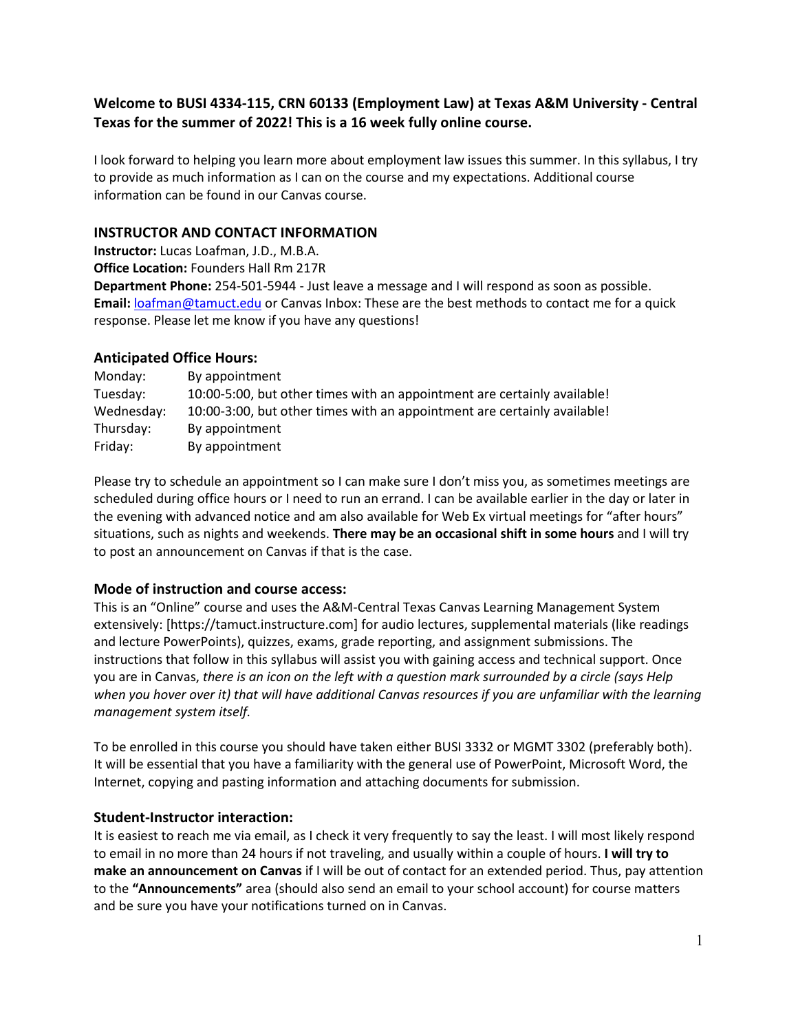### **Welcome to BUSI 4334-115, CRN 60133 (Employment Law) at Texas A&M University - Central Texas for the summer of 2022! This is a 16 week fully online course.**

I look forward to helping you learn more about employment law issues this summer. In this syllabus, I try to provide as much information as I can on the course and my expectations. Additional course information can be found in our Canvas course.

## INSTRUCTOR AND CONTACT INFORMATION

**Instructor:** Lucas Loafman, J.D., M.B.A.
**Office Location:** Founders Hall Rm 217R
**Department Phone:** 254-501-5944 - Just leave a message and I will respond as soon as possible.
**Email:** loafman@tamuct.edu or Canvas Inbox: These are the best methods to contact me for a quick response. Please let me know if you have any questions!

### Anticipated Office Hours:

| | |
|---|---|
| Monday: | By appointment |
| Tuesday: | 10:00-5:00, but other times with an appointment are certainly available! |
| Wednesday: | 10:00-3:00, but other times with an appointment are certainly available! |
| Thursday: | By appointment |
| Friday: | By appointment |

Please try to schedule an appointment so I can make sure I don't miss you, as sometimes meetings are scheduled during office hours or I need to run an errand. I can be available earlier in the day or later in the evening with advanced notice and am also available for Web Ex virtual meetings for "after hours" situations, such as nights and weekends. **There may be an occasional shift in some hours** and I will try to post an announcement on Canvas if that is the case.

### Mode of instruction and course access:

This is an "Online" course and uses the A&M-Central Texas Canvas Learning Management System extensively: [https://tamuct.instructure.com] for audio lectures, supplemental materials (like readings and lecture PowerPoints), quizzes, exams, grade reporting, and assignment submissions. The instructions that follow in this syllabus will assist you with gaining access and technical support. Once you are in Canvas, *there is an icon on the left with a question mark surrounded by a circle (says Help when you hover over it) that will have additional Canvas resources if you are unfamiliar with the learning management system itself.*

To be enrolled in this course you should have taken either BUSI 3332 or MGMT 3302 (preferably both). It will be essential that you have a familiarity with the general use of PowerPoint, Microsoft Word, the Internet, copying and pasting information and attaching documents for submission.

### Student-Instructor interaction:

It is easiest to reach me via email, as I check it very frequently to say the least. I will most likely respond to email in no more than 24 hours if not traveling, and usually within a couple of hours. **I will try to make an announcement on Canvas** if I will be out of contact for an extended period. Thus, pay attention to the **"Announcements"** area (should also send an email to your school account) for course matters and be sure you have your notifications turned on in Canvas.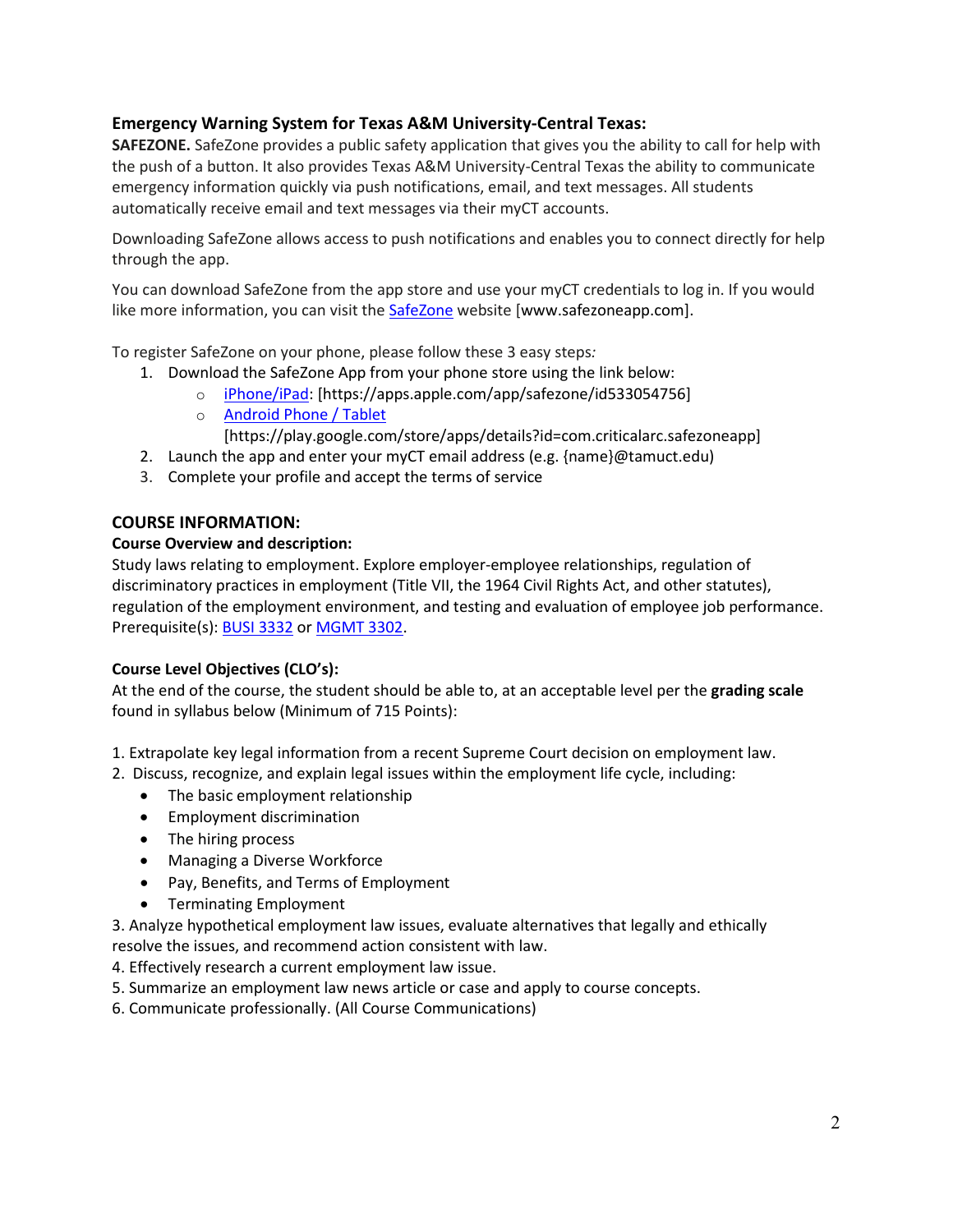### Emergency Warning System for Texas A&M University-Central Texas:

**SAFEZONE.** SafeZone provides a public safety application that gives you the ability to call for help with the push of a button. It also provides Texas A&M University-Central Texas the ability to communicate emergency information quickly via push notifications, email, and text messages. All students automatically receive email and text messages via their myCT accounts.

Downloading SafeZone allows access to push notifications and enables you to connect directly for help through the app.

You can download SafeZone from the app store and use your myCT credentials to log in. If you would like more information, you can visit the SafeZone website [www.safezoneapp.com].

To register SafeZone on your phone, please follow these 3 easy steps*:*

1. Download the SafeZone App from your phone store using the link below:
   - iPhone/iPad: [https://apps.apple.com/app/safezone/id533054756]
   - Android Phone / Tablet [https://play.google.com/store/apps/details?id=com.criticalarc.safezoneapp]
2. Launch the app and enter your myCT email address (e.g. {name}@tamuct.edu)
3. Complete your profile and accept the terms of service

## COURSE INFORMATION:

**Course Overview and description:**

Study laws relating to employment. Explore employer-employee relationships, regulation of discriminatory practices in employment (Title VII, the 1964 Civil Rights Act, and other statutes), regulation of the employment environment, and testing and evaluation of employee job performance. Prerequisite(s): BUSI 3332 or MGMT 3302.

**Course Level Objectives (CLO's):**

At the end of the course, the student should be able to, at an acceptable level per the **grading scale** found in syllabus below (Minimum of 715 Points):

1. Extrapolate key legal information from a recent Supreme Court decision on employment law.
2. Discuss, recognize, and explain legal issues within the employment life cycle, including:
   - The basic employment relationship
   - Employment discrimination
   - The hiring process
   - Managing a Diverse Workforce
   - Pay, Benefits, and Terms of Employment
   - Terminating Employment
3. Analyze hypothetical employment law issues, evaluate alternatives that legally and ethically resolve the issues, and recommend action consistent with law.
4. Effectively research a current employment law issue.
5. Summarize an employment law news article or case and apply to course concepts.
6. Communicate professionally. (All Course Communications)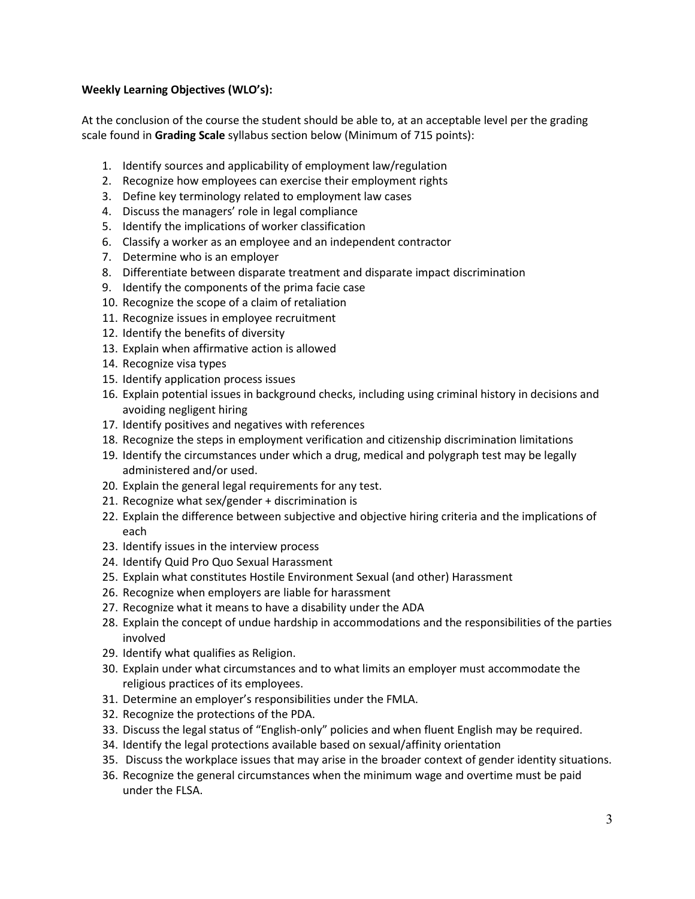**Weekly Learning Objectives (WLO's):**

At the conclusion of the course the student should be able to, at an acceptable level per the grading scale found in **Grading Scale** syllabus section below (Minimum of 715 points):

1. Identify sources and applicability of employment law/regulation
2. Recognize how employees can exercise their employment rights
3. Define key terminology related to employment law cases
4. Discuss the managers' role in legal compliance
5. Identify the implications of worker classification
6. Classify a worker as an employee and an independent contractor
7. Determine who is an employer
8. Differentiate between disparate treatment and disparate impact discrimination
9. Identify the components of the prima facie case
10. Recognize the scope of a claim of retaliation
11. Recognize issues in employee recruitment
12. Identify the benefits of diversity
13. Explain when affirmative action is allowed
14. Recognize visa types
15. Identify application process issues
16. Explain potential issues in background checks, including using criminal history in decisions and avoiding negligent hiring
17. Identify positives and negatives with references
18. Recognize the steps in employment verification and citizenship discrimination limitations
19. Identify the circumstances under which a drug, medical and polygraph test may be legally administered and/or used.
20. Explain the general legal requirements for any test.
21. Recognize what sex/gender + discrimination is
22. Explain the difference between subjective and objective hiring criteria and the implications of each
23. Identify issues in the interview process
24. Identify Quid Pro Quo Sexual Harassment
25. Explain what constitutes Hostile Environment Sexual (and other) Harassment
26. Recognize when employers are liable for harassment
27. Recognize what it means to have a disability under the ADA
28. Explain the concept of undue hardship in accommodations and the responsibilities of the parties involved
29. Identify what qualifies as Religion.
30. Explain under what circumstances and to what limits an employer must accommodate the religious practices of its employees.
31. Determine an employer's responsibilities under the FMLA.
32. Recognize the protections of the PDA.
33. Discuss the legal status of "English-only" policies and when fluent English may be required.
34. Identify the legal protections available based on sexual/affinity orientation
35. Discuss the workplace issues that may arise in the broader context of gender identity situations.
36. Recognize the general circumstances when the minimum wage and overtime must be paid under the FLSA.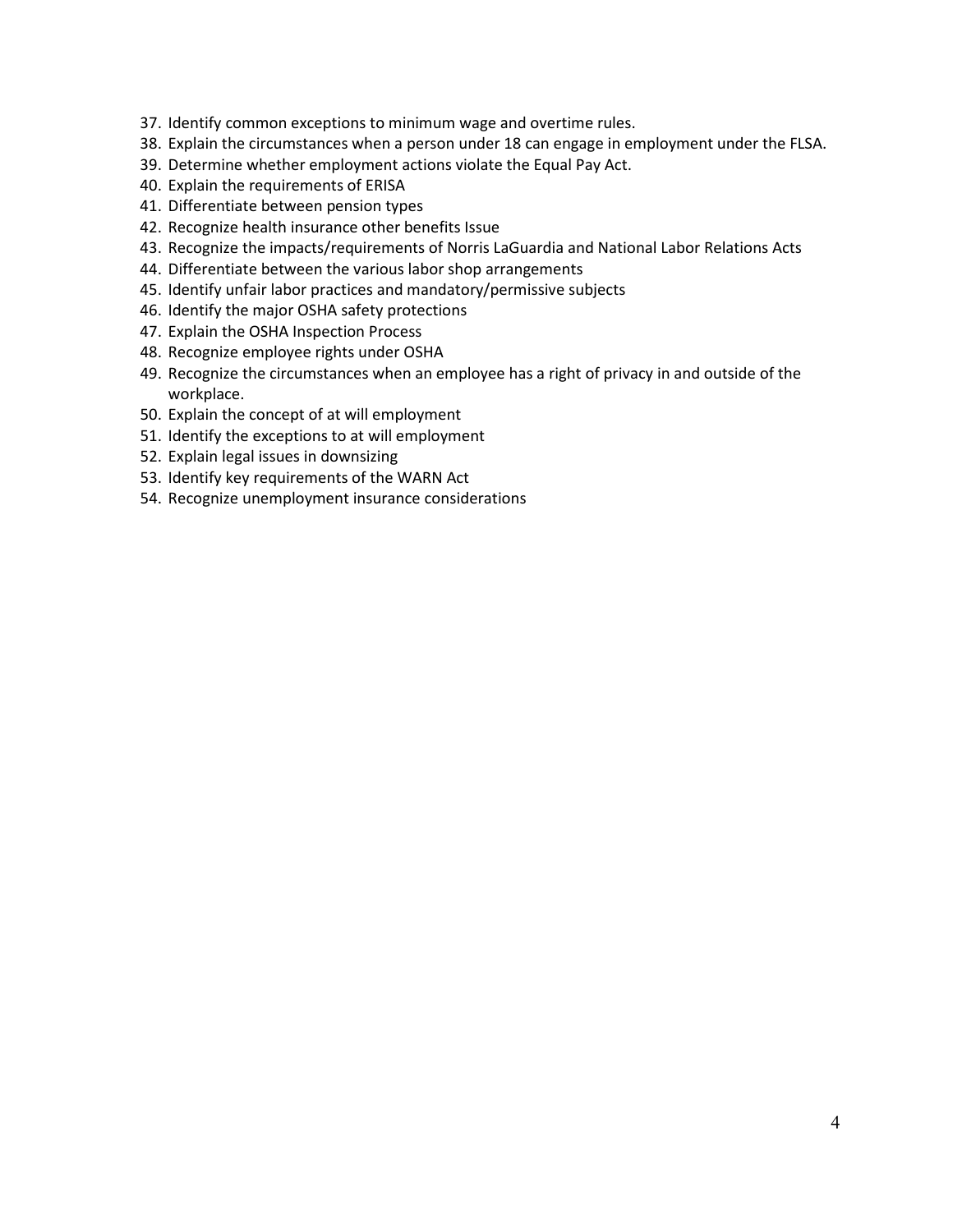37. Identify common exceptions to minimum wage and overtime rules.
38. Explain the circumstances when a person under 18 can engage in employment under the FLSA.
39. Determine whether employment actions violate the Equal Pay Act.
40. Explain the requirements of ERISA
41. Differentiate between pension types
42. Recognize health insurance other benefits Issue
43. Recognize the impacts/requirements of Norris LaGuardia and National Labor Relations Acts
44. Differentiate between the various labor shop arrangements
45. Identify unfair labor practices and mandatory/permissive subjects
46. Identify the major OSHA safety protections
47. Explain the OSHA Inspection Process
48. Recognize employee rights under OSHA
49. Recognize the circumstances when an employee has a right of privacy in and outside of the workplace.
50. Explain the concept of at will employment
51. Identify the exceptions to at will employment
52. Explain legal issues in downsizing
53. Identify key requirements of the WARN Act
54. Recognize unemployment insurance considerations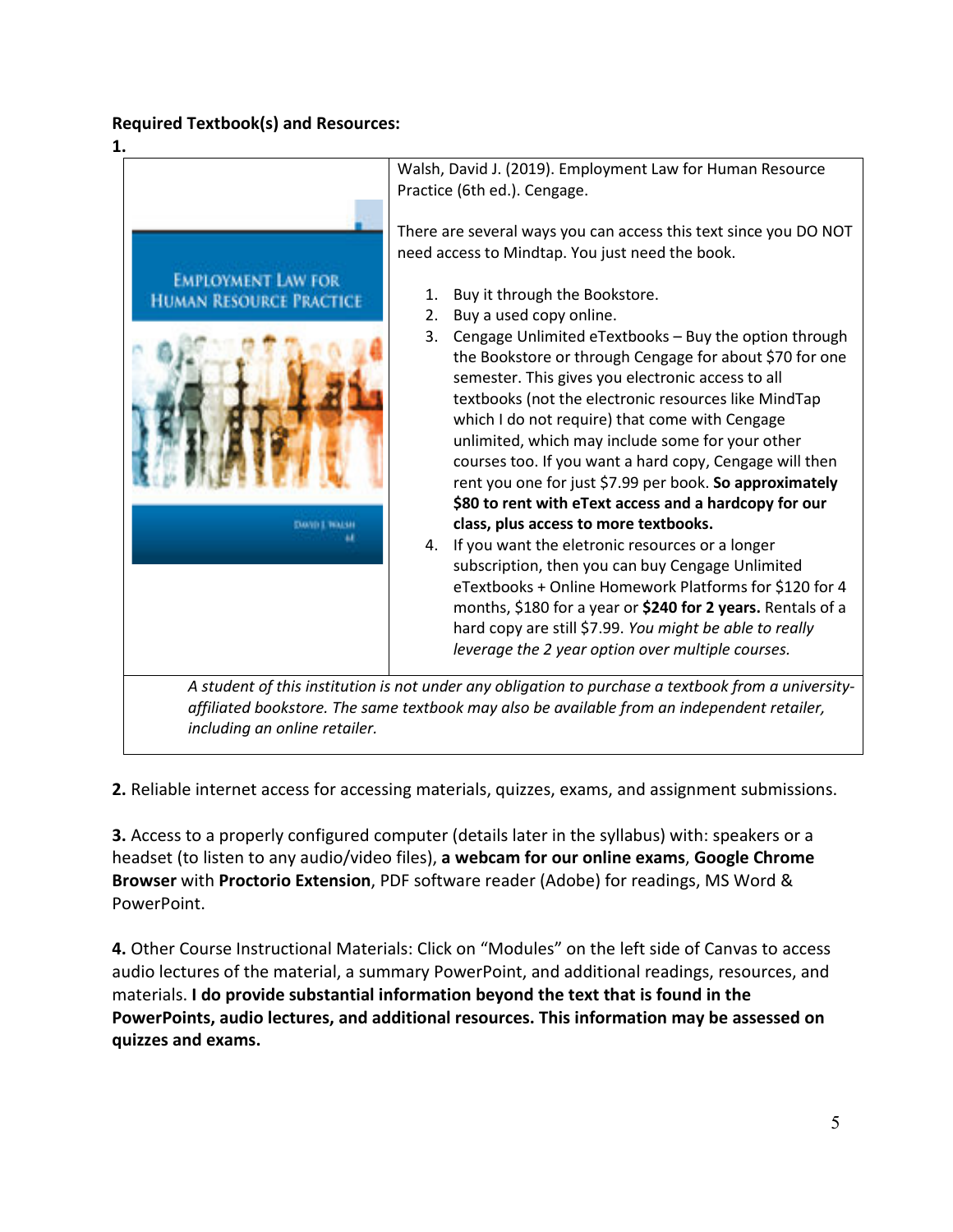**Required Textbook(s) and Resources:**

**1.**

Walsh, David J. (2019). Employment Law for Human Resource Practice (6th ed.). Cengage.

There are several ways you can access this text since you DO NOT need access to Mindtap. You just need the book.

1. Buy it through the Bookstore.
2. Buy a used copy online.
3. Cengage Unlimited eTextbooks – Buy the option through the Bookstore or through Cengage for about $70 for one semester. This gives you electronic access to all textbooks (not the electronic resources like MindTap which I do not require) that come with Cengage unlimited, which may include some for your other courses too. If you want a hard copy, Cengage will then rent you one for just $7.99 per book. **So approximately $80 to rent with eText access and a hardcopy for our class, plus access to more textbooks.**
4. If you want the eletronic resources or a longer subscription, then you can buy Cengage Unlimited eTextbooks + Online Homework Platforms for $120 for 4 months, $180 for a year or **$240 for 2 years.** Rentals of a hard copy are still $7.99. *You might be able to really leverage the 2 year option over multiple courses.*

*A student of this institution is not under any obligation to purchase a textbook from a university-affiliated bookstore. The same textbook may also be available from an independent retailer, including an online retailer.*

**2.** Reliable internet access for accessing materials, quizzes, exams, and assignment submissions.

**3.** Access to a properly configured computer (details later in the syllabus) with: speakers or a headset (to listen to any audio/video files), **a webcam for our online exams**, **Google Chrome Browser** with **Proctorio Extension**, PDF software reader (Adobe) for readings, MS Word & PowerPoint.

**4.** Other Course Instructional Materials: Click on "Modules" on the left side of Canvas to access audio lectures of the material, a summary PowerPoint, and additional readings, resources, and materials. **I do provide substantial information beyond the text that is found in the PowerPoints, audio lectures, and additional resources. This information may be assessed on quizzes and exams.**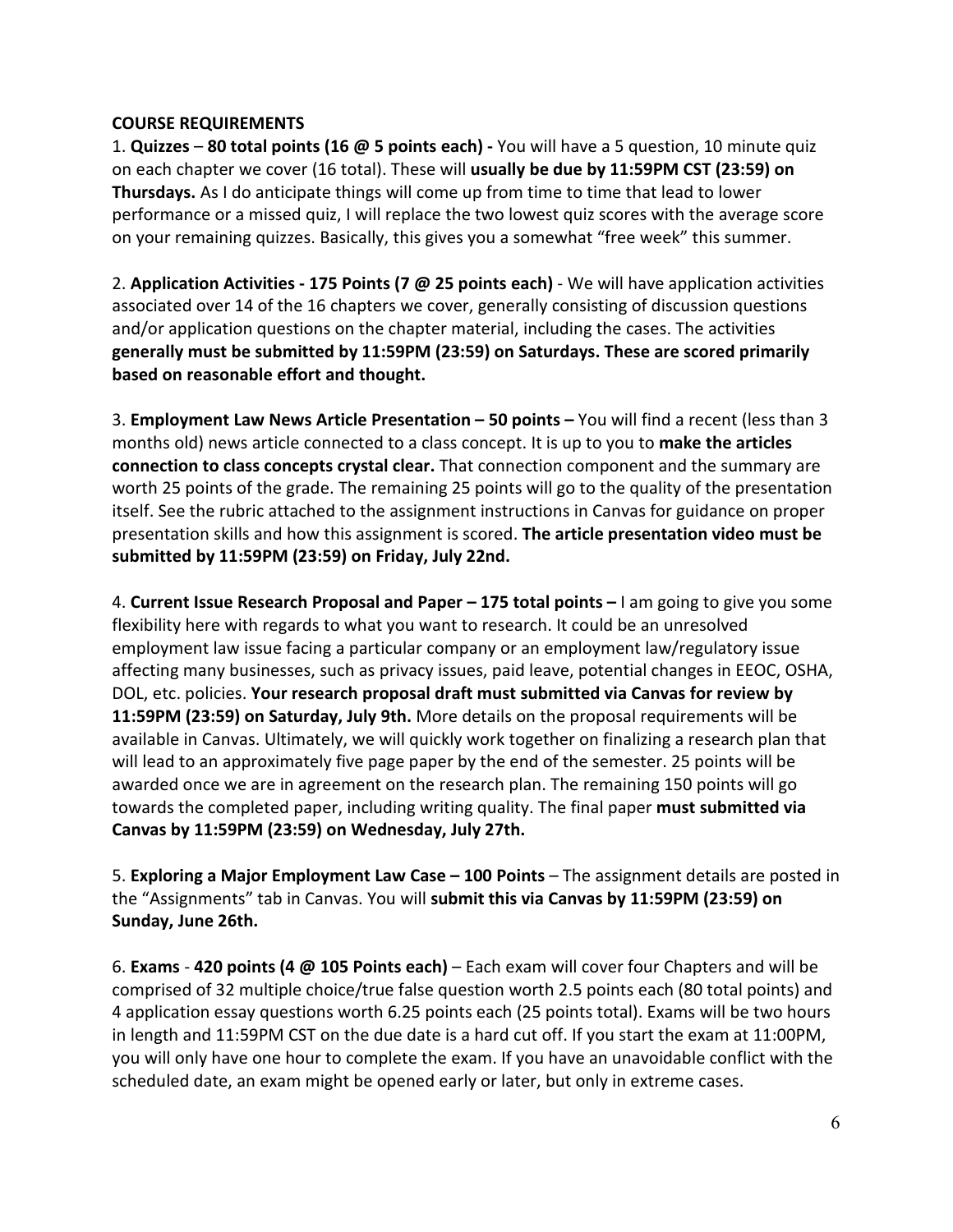**COURSE REQUIREMENTS**

1. **Quizzes** – **80 total points (16 @ 5 points each) -** You will have a 5 question, 10 minute quiz on each chapter we cover (16 total). These will **usually be due by 11:59PM CST (23:59) on Thursdays.** As I do anticipate things will come up from time to time that lead to lower performance or a missed quiz, I will replace the two lowest quiz scores with the average score on your remaining quizzes. Basically, this gives you a somewhat "free week" this summer.

2. **Application Activities - 175 Points (7 @ 25 points each)** - We will have application activities associated over 14 of the 16 chapters we cover, generally consisting of discussion questions and/or application questions on the chapter material, including the cases. The activities **generally must be submitted by 11:59PM (23:59) on Saturdays. These are scored primarily based on reasonable effort and thought.**

3. **Employment Law News Article Presentation – 50 points –** You will find a recent (less than 3 months old) news article connected to a class concept. It is up to you to **make the articles connection to class concepts crystal clear.** That connection component and the summary are worth 25 points of the grade. The remaining 25 points will go to the quality of the presentation itself. See the rubric attached to the assignment instructions in Canvas for guidance on proper presentation skills and how this assignment is scored. **The article presentation video must be submitted by 11:59PM (23:59) on Friday, July 22nd.**

4. **Current Issue Research Proposal and Paper – 175 total points –** I am going to give you some flexibility here with regards to what you want to research. It could be an unresolved employment law issue facing a particular company or an employment law/regulatory issue affecting many businesses, such as privacy issues, paid leave, potential changes in EEOC, OSHA, DOL, etc. policies. **Your research proposal draft must submitted via Canvas for review by 11:59PM (23:59) on Saturday, July 9th.** More details on the proposal requirements will be available in Canvas. Ultimately, we will quickly work together on finalizing a research plan that will lead to an approximately five page paper by the end of the semester. 25 points will be awarded once we are in agreement on the research plan. The remaining 150 points will go towards the completed paper, including writing quality. The final paper **must submitted via Canvas by 11:59PM (23:59) on Wednesday, July 27th.**

5. **Exploring a Major Employment Law Case – 100 Points** – The assignment details are posted in the "Assignments" tab in Canvas. You will **submit this via Canvas by 11:59PM (23:59) on Sunday, June 26th.**

6. **Exams** - **420 points (4 @ 105 Points each)** – Each exam will cover four Chapters and will be comprised of 32 multiple choice/true false question worth 2.5 points each (80 total points) and 4 application essay questions worth 6.25 points each (25 points total). Exams will be two hours in length and 11:59PM CST on the due date is a hard cut off. If you start the exam at 11:00PM, you will only have one hour to complete the exam. If you have an unavoidable conflict with the scheduled date, an exam might be opened early or later, but only in extreme cases.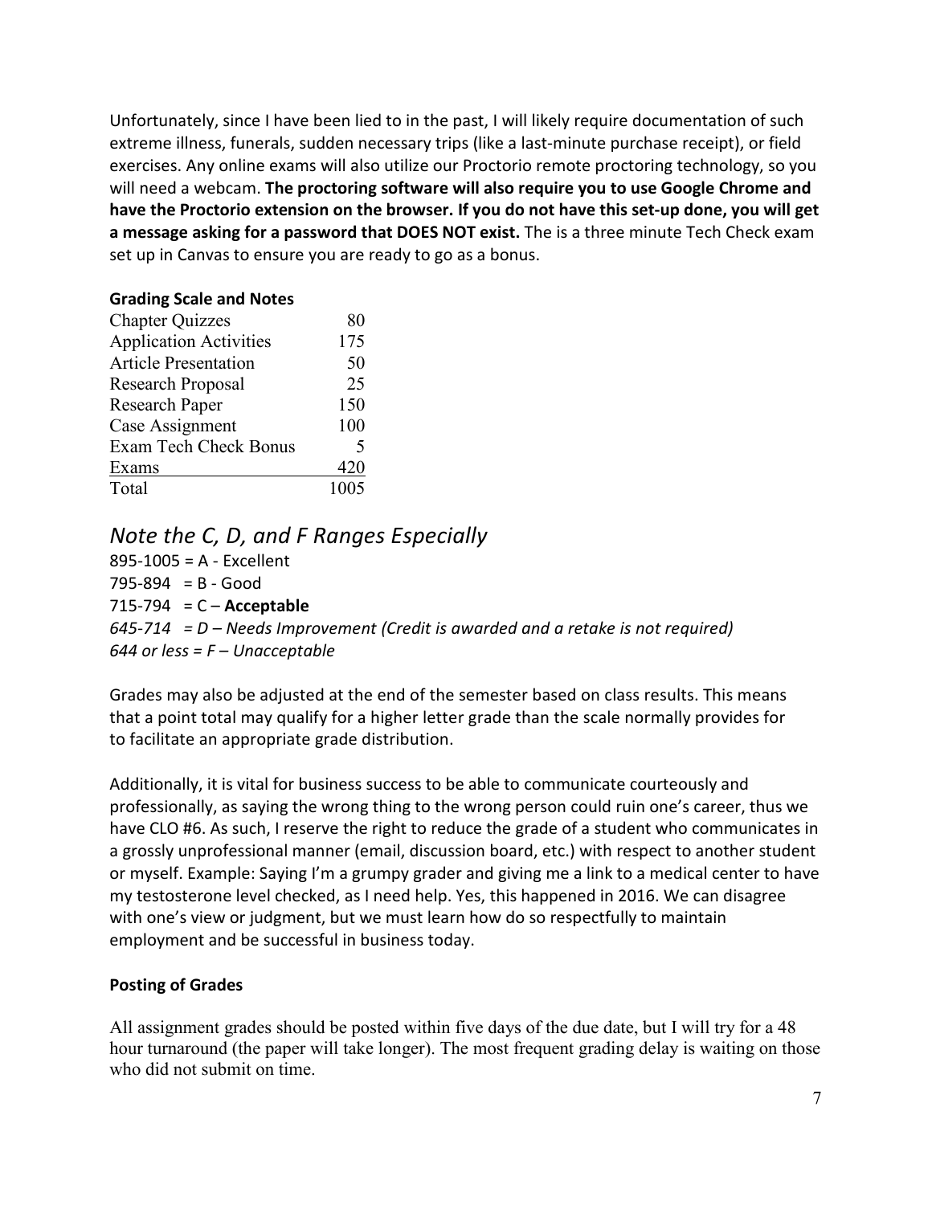Unfortunately, since I have been lied to in the past, I will likely require documentation of such extreme illness, funerals, sudden necessary trips (like a last-minute purchase receipt), or field exercises. Any online exams will also utilize our Proctorio remote proctoring technology, so you will need a webcam. **The proctoring software will also require you to use Google Chrome and have the Proctorio extension on the browser. If you do not have this set-up done, you will get a message asking for a password that DOES NOT exist.** The is a three minute Tech Check exam set up in Canvas to ensure you are ready to go as a bonus.

**Grading Scale and Notes**

| | |
|---|---:|
| Chapter Quizzes | 80 |
| Application Activities | 175 |
| Article Presentation | 50 |
| Research Proposal | 25 |
| Research Paper | 150 |
| Case Assignment | 100 |
| Exam Tech Check Bonus | 5 |
| Exams | 420 |
| Total | 1005 |

## *Note the C, D, and F Ranges Especially*

895-1005 = A - Excellent
795-894 = B - Good
715-794 = C – **Acceptable**
*645-714 = D – Needs Improvement (Credit is awarded and a retake is not required)*
*644 or less = F – Unacceptable*

Grades may also be adjusted at the end of the semester based on class results. This means that a point total may qualify for a higher letter grade than the scale normally provides for to facilitate an appropriate grade distribution.

Additionally, it is vital for business success to be able to communicate courteously and professionally, as saying the wrong thing to the wrong person could ruin one's career, thus we have CLO #6. As such, I reserve the right to reduce the grade of a student who communicates in a grossly unprofessional manner (email, discussion board, etc.) with respect to another student or myself. Example: Saying I'm a grumpy grader and giving me a link to a medical center to have my testosterone level checked, as I need help. Yes, this happened in 2016. We can disagree with one's view or judgment, but we must learn how do so respectfully to maintain employment and be successful in business today.

**Posting of Grades**

All assignment grades should be posted within five days of the due date, but I will try for a 48 hour turnaround (the paper will take longer). The most frequent grading delay is waiting on those who did not submit on time.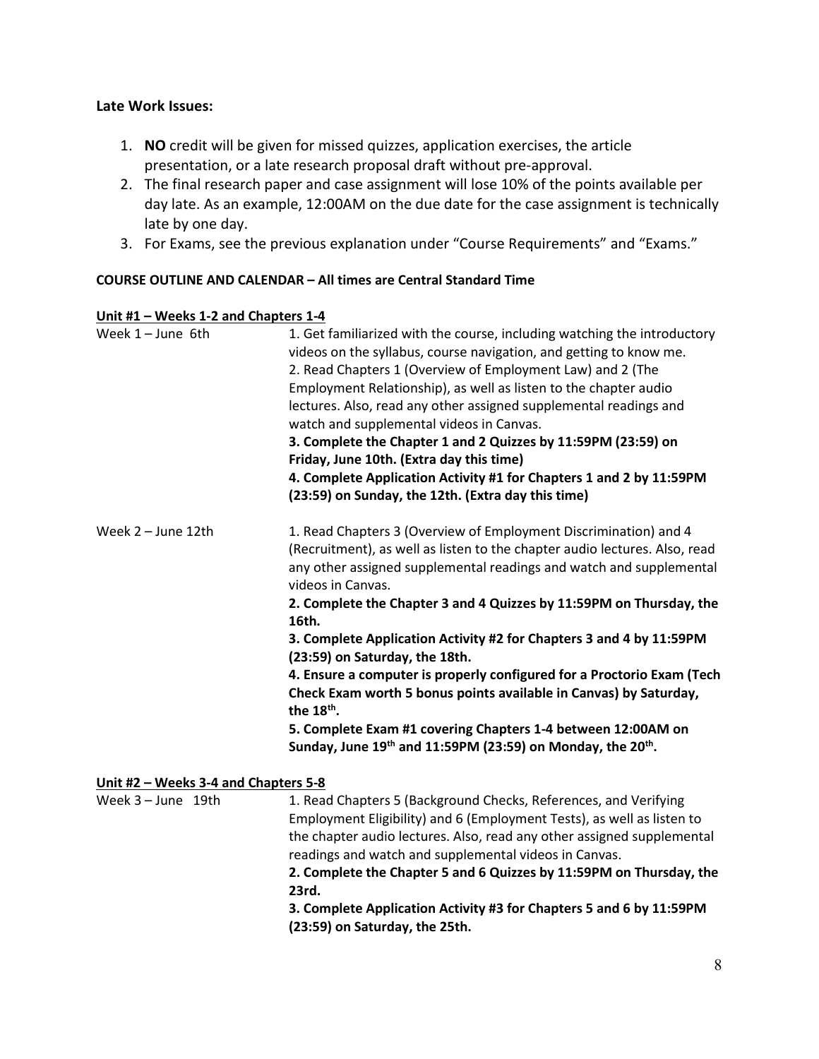**Late Work Issues:**

1. **NO** credit will be given for missed quizzes, application exercises, the article presentation, or a late research proposal draft without pre-approval.
2. The final research paper and case assignment will lose 10% of the points available per day late. As an example, 12:00AM on the due date for the case assignment is technically late by one day.
3. For Exams, see the previous explanation under "Course Requirements" and "Exams."

**COURSE OUTLINE AND CALENDAR – All times are Central Standard Time**

**Unit #1 – Weeks 1-2 and Chapters 1-4**

| | |
|---|---|
| Week 1 – June 6th | 1. Get familiarized with the course, including watching the introductory videos on the syllabus, course navigation, and getting to know me.<br>2. Read Chapters 1 (Overview of Employment Law) and 2 (The Employment Relationship), as well as listen to the chapter audio lectures. Also, read any other assigned supplemental readings and watch and supplemental videos in Canvas.<br>**3. Complete the Chapter 1 and 2 Quizzes by 11:59PM (23:59) on Friday, June 10th. (Extra day this time)**<br>**4. Complete Application Activity #1 for Chapters 1 and 2 by 11:59PM (23:59) on Sunday, the 12th. (Extra day this time)** |
| Week 2 – June 12th | 1. Read Chapters 3 (Overview of Employment Discrimination) and 4 (Recruitment), as well as listen to the chapter audio lectures. Also, read any other assigned supplemental readings and watch and supplemental videos in Canvas.<br>**2. Complete the Chapter 3 and 4 Quizzes by 11:59PM on Thursday, the 16th.**<br>**3. Complete Application Activity #2 for Chapters 3 and 4 by 11:59PM (23:59) on Saturday, the 18th.**<br>**4. Ensure a computer is properly configured for a Proctorio Exam (Tech Check Exam worth 5 bonus points available in Canvas) by Saturday, the 18th.**<br>**5. Complete Exam #1 covering Chapters 1-4 between 12:00AM on Sunday, June 19th and 11:59PM (23:59) on Monday, the 20th.** |

**Unit #2 – Weeks 3-4 and Chapters 5-8**

| | |
|---|---|
| Week 3 – June 19th | 1. Read Chapters 5 (Background Checks, References, and Verifying Employment Eligibility) and 6 (Employment Tests), as well as listen to the chapter audio lectures. Also, read any other assigned supplemental readings and watch and supplemental videos in Canvas.<br>**2. Complete the Chapter 5 and 6 Quizzes by 11:59PM on Thursday, the 23rd.**<br>**3. Complete Application Activity #3 for Chapters 5 and 6 by 11:59PM (23:59) on Saturday, the 25th.** |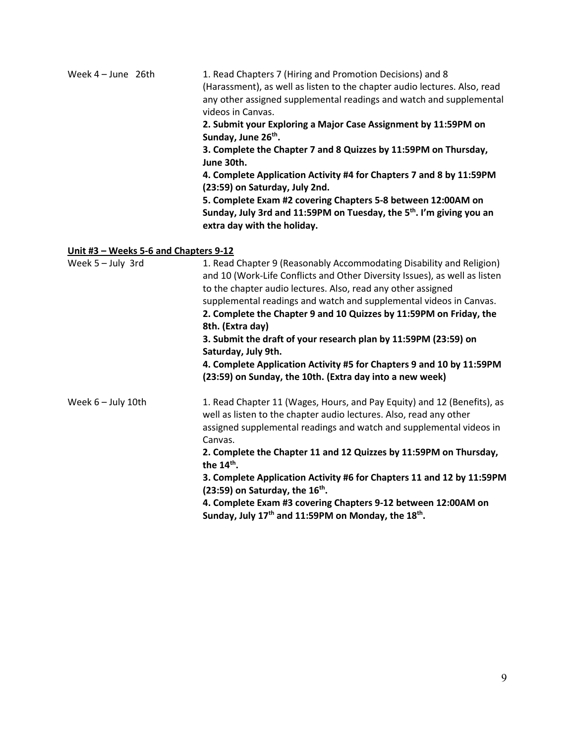| | |
|---|---|
| Week 4 – June 26th | 1. Read Chapters 7 (Hiring and Promotion Decisions) and 8 (Harassment), as well as listen to the chapter audio lectures. Also, read any other assigned supplemental readings and watch and supplemental videos in Canvas.<br>**2. Submit your Exploring a Major Case Assignment by 11:59PM on Sunday, June 26th.**<br>**3. Complete the Chapter 7 and 8 Quizzes by 11:59PM on Thursday, June 30th.**<br>**4. Complete Application Activity #4 for Chapters 7 and 8 by 11:59PM (23:59) on Saturday, July 2nd.**<br>**5. Complete Exam #2 covering Chapters 5-8 between 12:00AM on Sunday, July 3rd and 11:59PM on Tuesday, the 5th. I'm giving you an extra day with the holiday.** |

**<u>Unit #3 – Weeks 5-6 and Chapters 9-12</u>**

| | |
|---|---|
| Week 5 – July 3rd | 1. Read Chapter 9 (Reasonably Accommodating Disability and Religion) and 10 (Work-Life Conflicts and Other Diversity Issues), as well as listen to the chapter audio lectures. Also, read any other assigned supplemental readings and watch and supplemental videos in Canvas.<br>**2. Complete the Chapter 9 and 10 Quizzes by 11:59PM on Friday, the 8th. (Extra day)**<br>**3. Submit the draft of your research plan by 11:59PM (23:59) on Saturday, July 9th.**<br>**4. Complete Application Activity #5 for Chapters 9 and 10 by 11:59PM (23:59) on Sunday, the 10th. (Extra day into a new week)** |
| Week 6 – July 10th | 1. Read Chapter 11 (Wages, Hours, and Pay Equity) and 12 (Benefits), as well as listen to the chapter audio lectures. Also, read any other assigned supplemental readings and watch and supplemental videos in Canvas.<br>**2. Complete the Chapter 11 and 12 Quizzes by 11:59PM on Thursday, the 14th.**<br>**3. Complete Application Activity #6 for Chapters 11 and 12 by 11:59PM (23:59) on Saturday, the 16th.**<br>**4. Complete Exam #3 covering Chapters 9-12 between 12:00AM on Sunday, July 17th and 11:59PM on Monday, the 18th.** |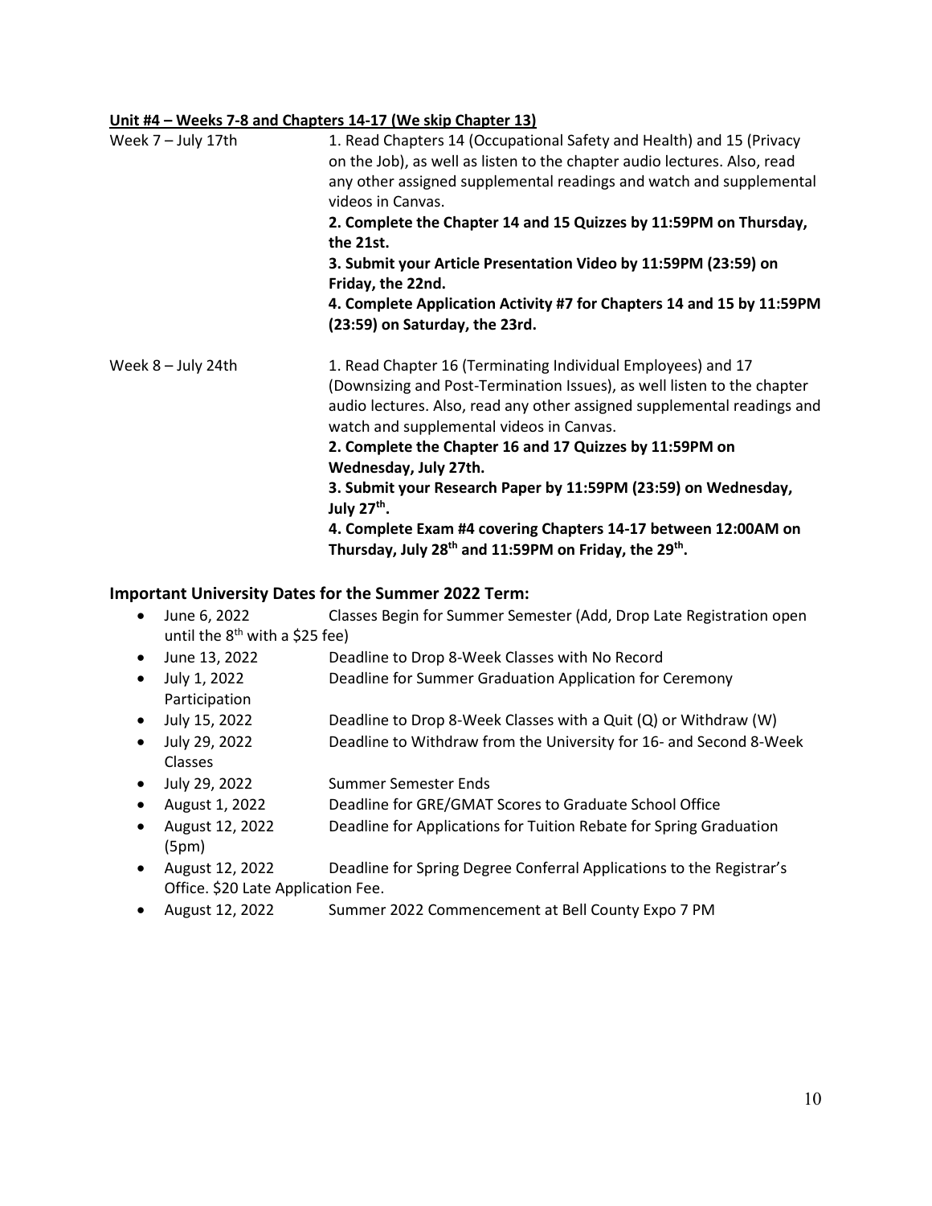**<u>Unit #4 – Weeks 7-8 and Chapters 14-17 (We skip Chapter 13)</u>**

Week 7 – July 17th

1. Read Chapters 14 (Occupational Safety and Health) and 15 (Privacy on the Job), as well as listen to the chapter audio lectures. Also, read any other assigned supplemental readings and watch and supplemental videos in Canvas.
2. **Complete the Chapter 14 and 15 Quizzes by 11:59PM on Thursday, the 21st.**
3. **Submit your Article Presentation Video by 11:59PM (23:59) on Friday, the 22nd.**
4. **Complete Application Activity #7 for Chapters 14 and 15 by 11:59PM (23:59) on Saturday, the 23rd.**

Week 8 – July 24th

1. Read Chapter 16 (Terminating Individual Employees) and 17 (Downsizing and Post-Termination Issues), as well listen to the chapter audio lectures. Also, read any other assigned supplemental readings and watch and supplemental videos in Canvas.
2. **Complete the Chapter 16 and 17 Quizzes by 11:59PM on Wednesday, July 27th.**
3. **Submit your Research Paper by 11:59PM (23:59) on Wednesday, July 27th.**
4. **Complete Exam #4 covering Chapters 14-17 between 12:00AM on Thursday, July 28th and 11:59PM on Friday, the 29th.**

## Important University Dates for the Summer 2022 Term:

- June 6, 2022 Classes Begin for Summer Semester (Add, Drop Late Registration open until the 8th with a $25 fee)
- June 13, 2022 Deadline to Drop 8-Week Classes with No Record
- July 1, 2022 Deadline for Summer Graduation Application for Ceremony Participation
- July 15, 2022 Deadline to Drop 8-Week Classes with a Quit (Q) or Withdraw (W)
- July 29, 2022 Deadline to Withdraw from the University for 16- and Second 8-Week Classes
- July 29, 2022 Summer Semester Ends
- August 1, 2022 Deadline for GRE/GMAT Scores to Graduate School Office
- August 12, 2022 (5pm) Deadline for Applications for Tuition Rebate for Spring Graduation
- August 12, 2022 Deadline for Spring Degree Conferral Applications to the Registrar's Office. $20 Late Application Fee.
- August 12, 2022 Summer 2022 Commencement at Bell County Expo 7 PM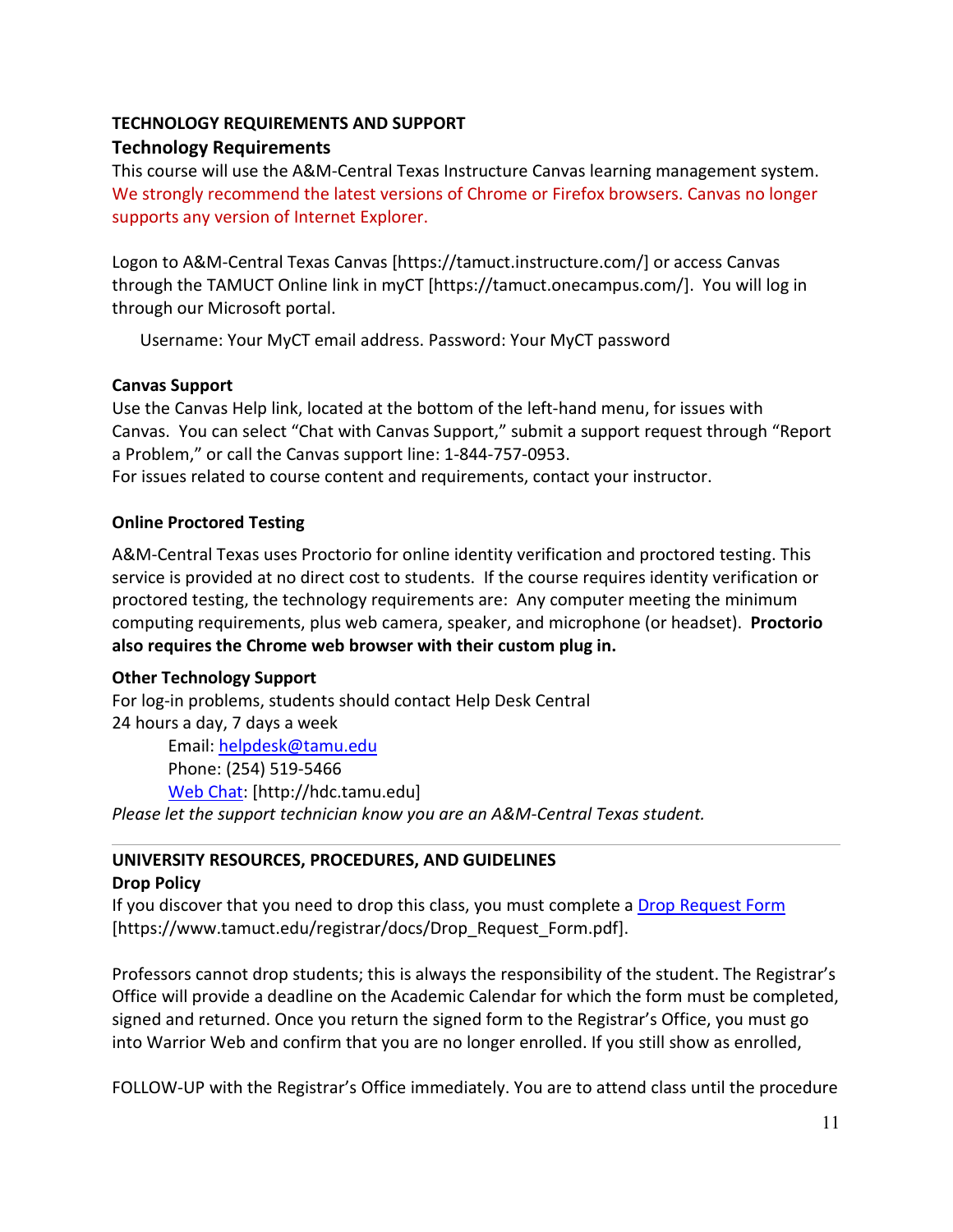**TECHNOLOGY REQUIREMENTS AND SUPPORT**

### Technology Requirements

This course will use the A&M-Central Texas Instructure Canvas learning management system. We strongly recommend the latest versions of Chrome or Firefox browsers. Canvas no longer supports any version of Internet Explorer.

Logon to A&M-Central Texas Canvas [https://tamuct.instructure.com/] or access Canvas through the TAMUCT Online link in myCT [https://tamuct.onecampus.com/]. You will log in through our Microsoft portal.

Username: Your MyCT email address. Password: Your MyCT password

**Canvas Support**

Use the Canvas Help link, located at the bottom of the left-hand menu, for issues with Canvas. You can select "Chat with Canvas Support," submit a support request through "Report a Problem," or call the Canvas support line: 1-844-757-0953.
For issues related to course content and requirements, contact your instructor.

**Online Proctored Testing**

A&M-Central Texas uses Proctorio for online identity verification and proctored testing. This service is provided at no direct cost to students. If the course requires identity verification or proctored testing, the technology requirements are: Any computer meeting the minimum computing requirements, plus web camera, speaker, and microphone (or headset). **Proctorio also requires the Chrome web browser with their custom plug in.**

**Other Technology Support**

For log-in problems, students should contact Help Desk Central
24 hours a day, 7 days a week

Email: helpdesk@tamu.edu
Phone: (254) 519-5466
Web Chat: [http://hdc.tamu.edu]

*Please let the support technician know you are an A&M-Central Texas student.*

---

**UNIVERSITY RESOURCES, PROCEDURES, AND GUIDELINES**

**Drop Policy**

If you discover that you need to drop this class, you must complete a Drop Request Form [https://www.tamuct.edu/registrar/docs/Drop_Request_Form.pdf].

Professors cannot drop students; this is always the responsibility of the student. The Registrar's Office will provide a deadline on the Academic Calendar for which the form must be completed, signed and returned. Once you return the signed form to the Registrar's Office, you must go into Warrior Web and confirm that you are no longer enrolled. If you still show as enrolled,

FOLLOW-UP with the Registrar's Office immediately. You are to attend class until the procedure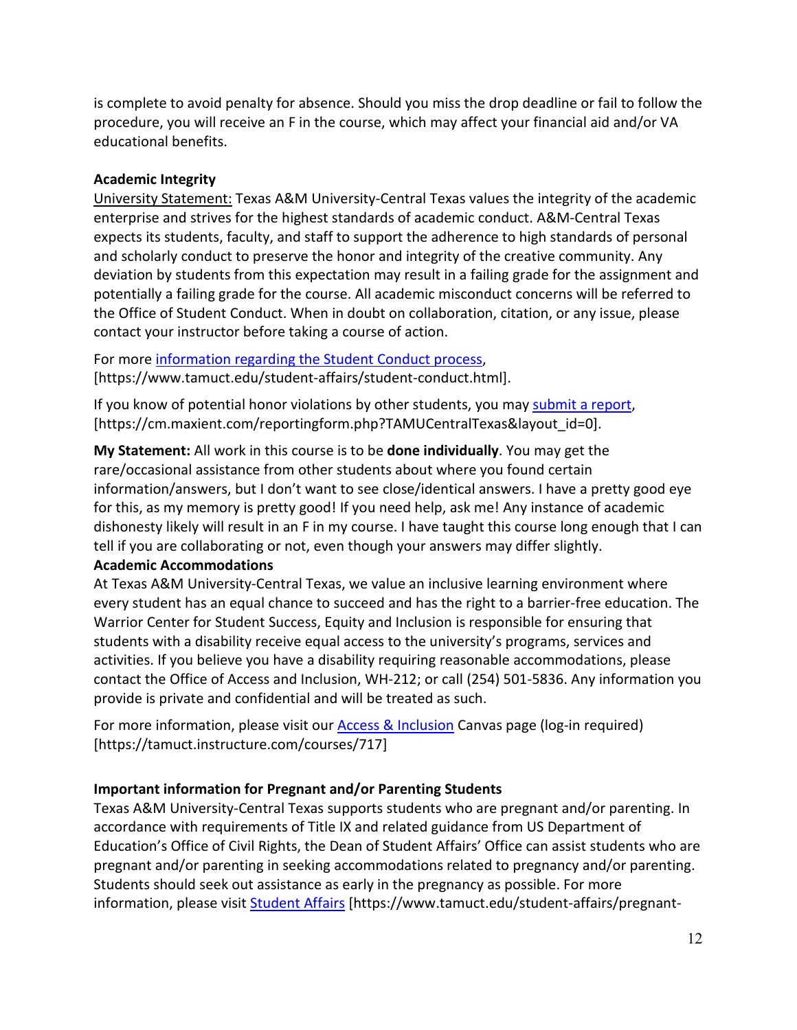is complete to avoid penalty for absence. Should you miss the drop deadline or fail to follow the procedure, you will receive an F in the course, which may affect your financial aid and/or VA educational benefits.

**Academic Integrity**

University Statement: Texas A&M University-Central Texas values the integrity of the academic enterprise and strives for the highest standards of academic conduct. A&M-Central Texas expects its students, faculty, and staff to support the adherence to high standards of personal and scholarly conduct to preserve the honor and integrity of the creative community. Any deviation by students from this expectation may result in a failing grade for the assignment and potentially a failing grade for the course. All academic misconduct concerns will be referred to the Office of Student Conduct. When in doubt on collaboration, citation, or any issue, please contact your instructor before taking a course of action.

For more information regarding the Student Conduct process, [https://www.tamuct.edu/student-affairs/student-conduct.html].

If you know of potential honor violations by other students, you may submit a report, [https://cm.maxient.com/reportingform.php?TAMUCentralTexas&layout_id=0].

**My Statement:** All work in this course is to be **done individually**. You may get the rare/occasional assistance from other students about where you found certain information/answers, but I don't want to see close/identical answers. I have a pretty good eye for this, as my memory is pretty good! If you need help, ask me! Any instance of academic dishonesty likely will result in an F in my course. I have taught this course long enough that I can tell if you are collaborating or not, even though your answers may differ slightly.

**Academic Accommodations**

At Texas A&M University-Central Texas, we value an inclusive learning environment where every student has an equal chance to succeed and has the right to a barrier-free education. The Warrior Center for Student Success, Equity and Inclusion is responsible for ensuring that students with a disability receive equal access to the university's programs, services and activities. If you believe you have a disability requiring reasonable accommodations, please contact the Office of Access and Inclusion, WH-212; or call (254) 501-5836. Any information you provide is private and confidential and will be treated as such.

For more information, please visit our Access & Inclusion Canvas page (log-in required) [https://tamuct.instructure.com/courses/717]

**Important information for Pregnant and/or Parenting Students**

Texas A&M University-Central Texas supports students who are pregnant and/or parenting. In accordance with requirements of Title IX and related guidance from US Department of Education's Office of Civil Rights, the Dean of Student Affairs' Office can assist students who are pregnant and/or parenting in seeking accommodations related to pregnancy and/or parenting. Students should seek out assistance as early in the pregnancy as possible. For more information, please visit Student Affairs [https://www.tamuct.edu/student-affairs/pregnant-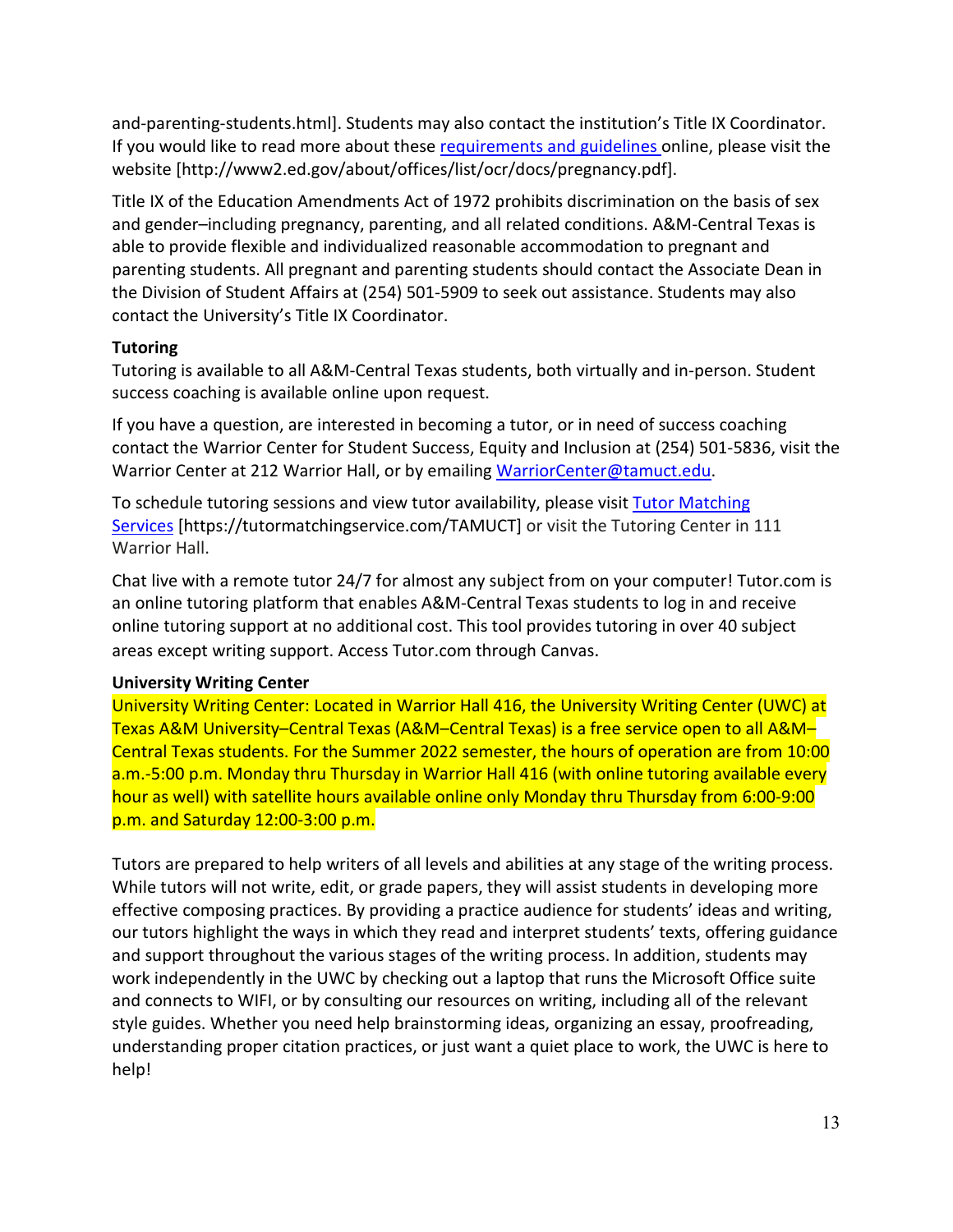and-parenting-students.html]. Students may also contact the institution's Title IX Coordinator. If you would like to read more about these requirements and guidelines online, please visit the website [http://www2.ed.gov/about/offices/list/ocr/docs/pregnancy.pdf].

Title IX of the Education Amendments Act of 1972 prohibits discrimination on the basis of sex and gender–including pregnancy, parenting, and all related conditions. A&M-Central Texas is able to provide flexible and individualized reasonable accommodation to pregnant and parenting students. All pregnant and parenting students should contact the Associate Dean in the Division of Student Affairs at (254) 501-5909 to seek out assistance. Students may also contact the University's Title IX Coordinator.

**Tutoring**

Tutoring is available to all A&M-Central Texas students, both virtually and in-person. Student success coaching is available online upon request.

If you have a question, are interested in becoming a tutor, or in need of success coaching contact the Warrior Center for Student Success, Equity and Inclusion at (254) 501-5836, visit the Warrior Center at 212 Warrior Hall, or by emailing WarriorCenter@tamuct.edu.

To schedule tutoring sessions and view tutor availability, please visit Tutor Matching Services [https://tutormatchingservice.com/TAMUCT] or visit the Tutoring Center in 111 Warrior Hall.

Chat live with a remote tutor 24/7 for almost any subject from on your computer! Tutor.com is an online tutoring platform that enables A&M-Central Texas students to log in and receive online tutoring support at no additional cost. This tool provides tutoring in over 40 subject areas except writing support. Access Tutor.com through Canvas.

**University Writing Center**

University Writing Center: Located in Warrior Hall 416, the University Writing Center (UWC) at Texas A&M University–Central Texas (A&M–Central Texas) is a free service open to all A&M–Central Texas students. For the Summer 2022 semester, the hours of operation are from 10:00 a.m.-5:00 p.m. Monday thru Thursday in Warrior Hall 416 (with online tutoring available every hour as well) with satellite hours available online only Monday thru Thursday from 6:00-9:00 p.m. and Saturday 12:00-3:00 p.m.

Tutors are prepared to help writers of all levels and abilities at any stage of the writing process. While tutors will not write, edit, or grade papers, they will assist students in developing more effective composing practices. By providing a practice audience for students' ideas and writing, our tutors highlight the ways in which they read and interpret students' texts, offering guidance and support throughout the various stages of the writing process. In addition, students may work independently in the UWC by checking out a laptop that runs the Microsoft Office suite and connects to WIFI, or by consulting our resources on writing, including all of the relevant style guides. Whether you need help brainstorming ideas, organizing an essay, proofreading, understanding proper citation practices, or just want a quiet place to work, the UWC is here to help!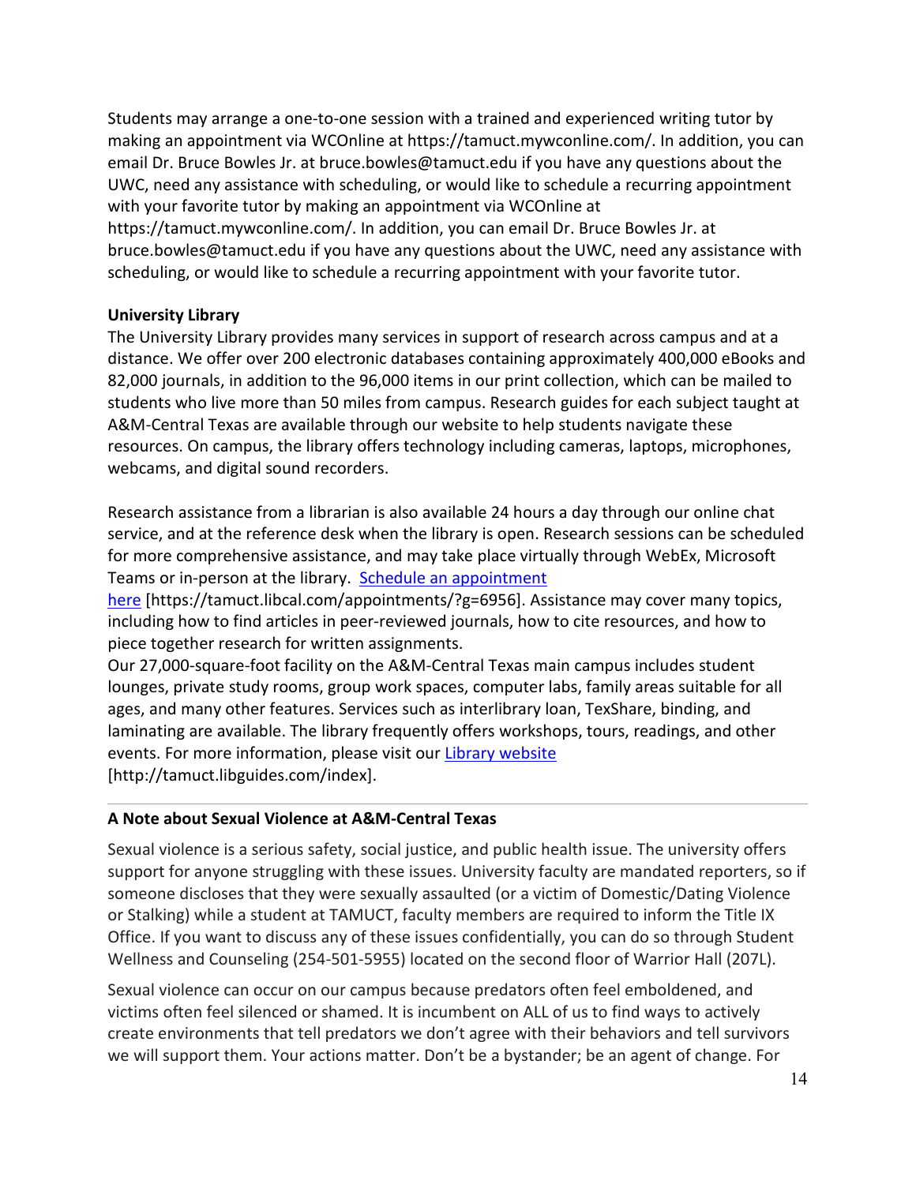Students may arrange a one-to-one session with a trained and experienced writing tutor by making an appointment via WCOnline at https://tamuct.mywconline.com/. In addition, you can email Dr. Bruce Bowles Jr. at bruce.bowles@tamuct.edu if you have any questions about the UWC, need any assistance with scheduling, or would like to schedule a recurring appointment with your favorite tutor by making an appointment via WCOnline at https://tamuct.mywconline.com/. In addition, you can email Dr. Bruce Bowles Jr. at bruce.bowles@tamuct.edu if you have any questions about the UWC, need any assistance with scheduling, or would like to schedule a recurring appointment with your favorite tutor.

**University Library**

The University Library provides many services in support of research across campus and at a distance. We offer over 200 electronic databases containing approximately 400,000 eBooks and 82,000 journals, in addition to the 96,000 items in our print collection, which can be mailed to students who live more than 50 miles from campus. Research guides for each subject taught at A&M-Central Texas are available through our website to help students navigate these resources. On campus, the library offers technology including cameras, laptops, microphones, webcams, and digital sound recorders.

Research assistance from a librarian is also available 24 hours a day through our online chat service, and at the reference desk when the library is open. Research sessions can be scheduled for more comprehensive assistance, and may take place virtually through WebEx, Microsoft Teams or in-person at the library. [Schedule an appointment here](https://tamuct.libcal.com/appointments/?g=6956) [https://tamuct.libcal.com/appointments/?g=6956]. Assistance may cover many topics, including how to find articles in peer-reviewed journals, how to cite resources, and how to piece together research for written assignments.

Our 27,000-square-foot facility on the A&M-Central Texas main campus includes student lounges, private study rooms, group work spaces, computer labs, family areas suitable for all ages, and many other features. Services such as interlibrary loan, TexShare, binding, and laminating are available. The library frequently offers workshops, tours, readings, and other events. For more information, please visit our [Library website](http://tamuct.libguides.com/index) [http://tamuct.libguides.com/index].

---

**A Note about Sexual Violence at A&M-Central Texas**

Sexual violence is a serious safety, social justice, and public health issue. The university offers support for anyone struggling with these issues. University faculty are mandated reporters, so if someone discloses that they were sexually assaulted (or a victim of Domestic/Dating Violence or Stalking) while a student at TAMUCT, faculty members are required to inform the Title IX Office. If you want to discuss any of these issues confidentially, you can do so through Student Wellness and Counseling (254-501-5955) located on the second floor of Warrior Hall (207L).

Sexual violence can occur on our campus because predators often feel emboldened, and victims often feel silenced or shamed. It is incumbent on ALL of us to find ways to actively create environments that tell predators we don't agree with their behaviors and tell survivors we will support them. Your actions matter. Don't be a bystander; be an agent of change. For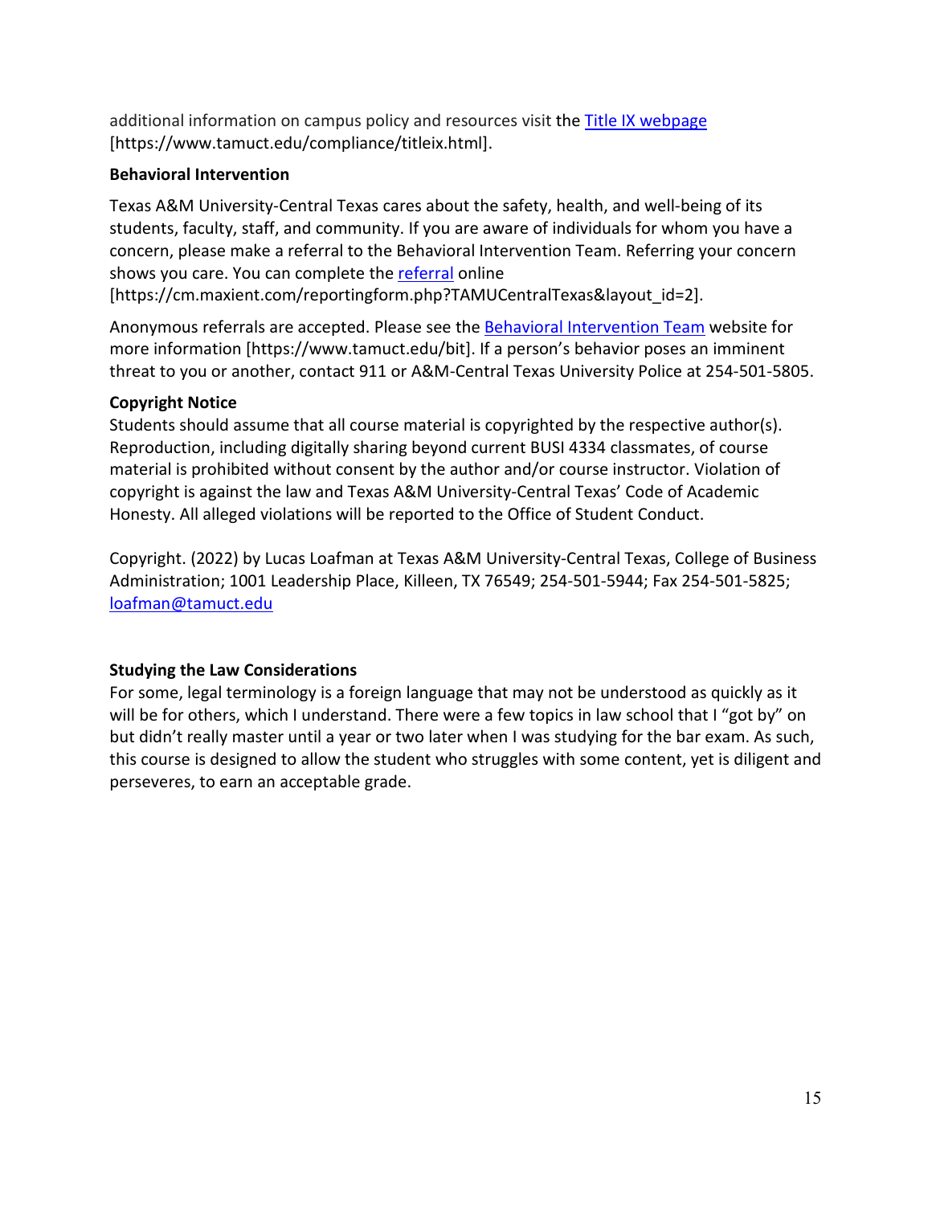additional information on campus policy and resources visit the [Title IX webpage](https://www.tamuct.edu/compliance/titleix.html) [https://www.tamuct.edu/compliance/titleix.html].

**Behavioral Intervention**

Texas A&M University-Central Texas cares about the safety, health, and well-being of its students, faculty, staff, and community. If you are aware of individuals for whom you have a concern, please make a referral to the Behavioral Intervention Team. Referring your concern shows you care. You can complete the [referral](https://cm.maxient.com/reportingform.php?TAMUCentralTexas&layout_id=2) online [https://cm.maxient.com/reportingform.php?TAMUCentralTexas&layout_id=2].

Anonymous referrals are accepted. Please see the [Behavioral Intervention Team](https://www.tamuct.edu/bit) website for more information [https://www.tamuct.edu/bit]. If a person's behavior poses an imminent threat to you or another, contact 911 or A&M-Central Texas University Police at 254-501-5805.

**Copyright Notice**

Students should assume that all course material is copyrighted by the respective author(s). Reproduction, including digitally sharing beyond current BUSI 4334 classmates, of course material is prohibited without consent by the author and/or course instructor. Violation of copyright is against the law and Texas A&M University-Central Texas' Code of Academic Honesty. All alleged violations will be reported to the Office of Student Conduct.

Copyright. (2022) by Lucas Loafman at Texas A&M University-Central Texas, College of Business Administration; 1001 Leadership Place, Killeen, TX 76549; 254-501-5944; Fax 254-501-5825; [loafman@tamuct.edu](mailto:loafman@tamuct.edu)

**Studying the Law Considerations**

For some, legal terminology is a foreign language that may not be understood as quickly as it will be for others, which I understand. There were a few topics in law school that I "got by" on but didn't really master until a year or two later when I was studying for the bar exam. As such, this course is designed to allow the student who struggles with some content, yet is diligent and perseveres, to earn an acceptable grade.